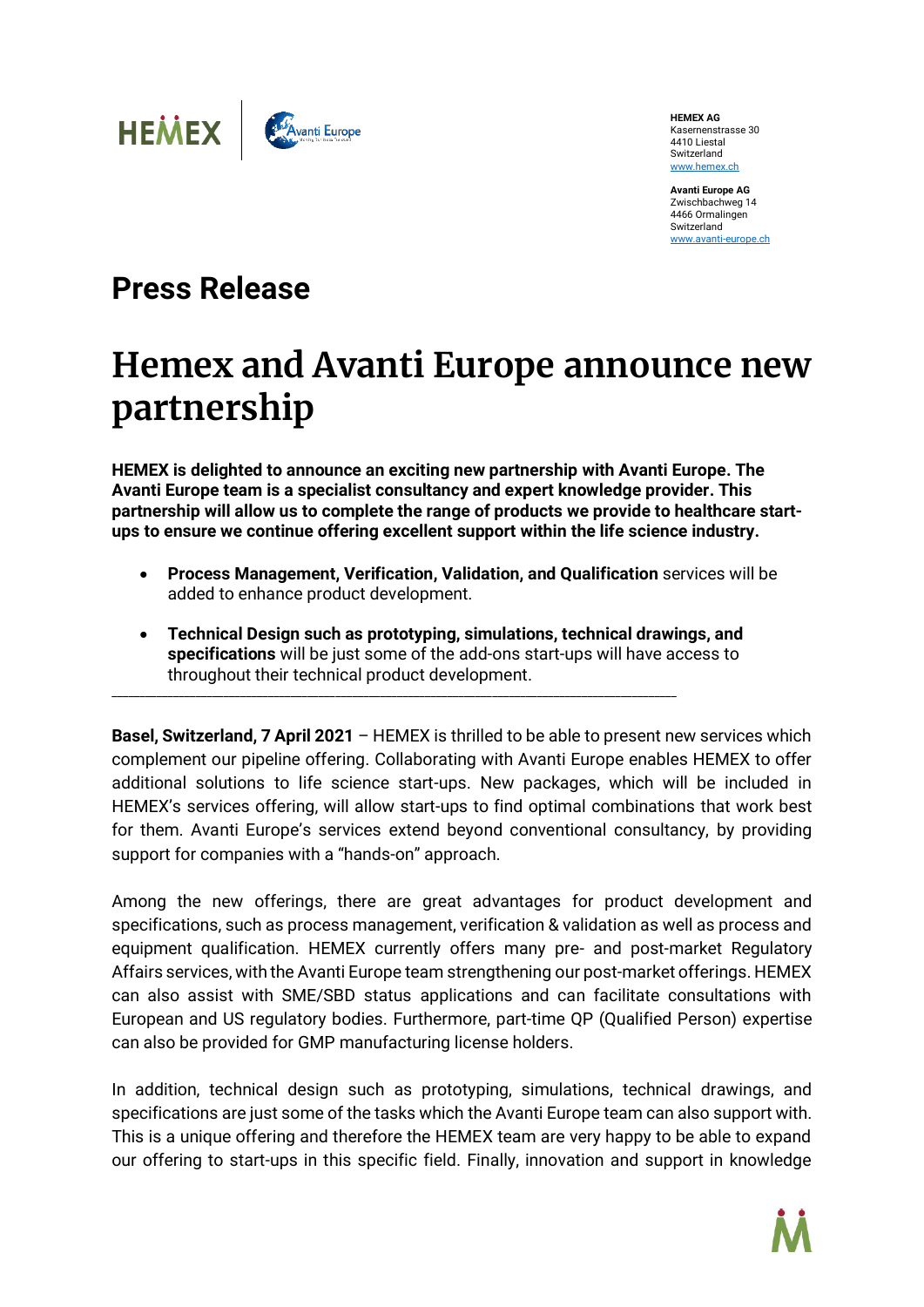**HEMEX AG**
Kasernenstrasse 30
4410 Liestal
Switzerland
www.hemex.ch

**Avanti Europe AG**
Zwischbachweg 14
4466 Ormalingen
Switzerland
www.avanti-europe.ch

## Press Release

# Hemex and Avanti Europe announce new partnership

**HEMEX is delighted to announce an exciting new partnership with Avanti Europe. The Avanti Europe team is a specialist consultancy and expert knowledge provider. This partnership will allow us to complete the range of products we provide to healthcare start-ups to ensure we continue offering excellent support within the life science industry.**

- **Process Management, Verification, Validation, and Qualification** services will be added to enhance product development.
- **Technical Design such as prototyping, simulations, technical drawings, and specifications** will be just some of the add-ons start-ups will have access to throughout their technical product development.

---

**Basel, Switzerland, 7 April 2021** – HEMEX is thrilled to be able to present new services which complement our pipeline offering. Collaborating with Avanti Europe enables HEMEX to offer additional solutions to life science start-ups. New packages, which will be included in HEMEX's services offering, will allow start-ups to find optimal combinations that work best for them. Avanti Europe's services extend beyond conventional consultancy, by providing support for companies with a "hands-on" approach.

Among the new offerings, there are great advantages for product development and specifications, such as process management, verification & validation as well as process and equipment qualification. HEMEX currently offers many pre- and post-market Regulatory Affairs services, with the Avanti Europe team strengthening our post-market offerings. HEMEX can also assist with SME/SBD status applications and can facilitate consultations with European and US regulatory bodies. Furthermore, part-time QP (Qualified Person) expertise can also be provided for GMP manufacturing license holders.

In addition, technical design such as prototyping, simulations, technical drawings, and specifications are just some of the tasks which the Avanti Europe team can also support with. This is a unique offering and therefore the HEMEX team are very happy to be able to expand our offering to start-ups in this specific field. Finally, innovation and support in knowledge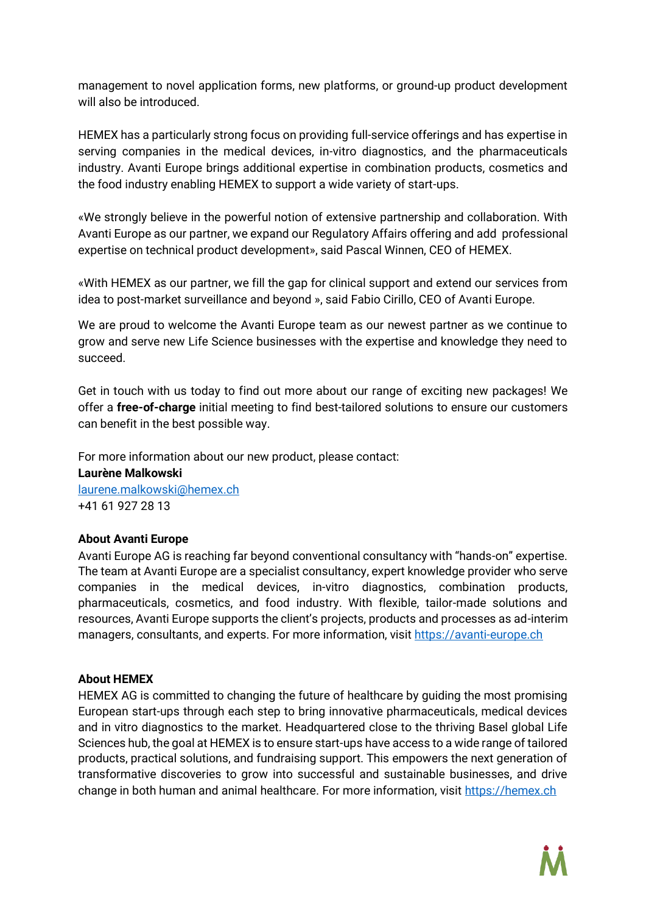management to novel application forms, new platforms, or ground-up product development will also be introduced.

HEMEX has a particularly strong focus on providing full-service offerings and has expertise in serving companies in the medical devices, in-vitro diagnostics, and the pharmaceuticals industry. Avanti Europe brings additional expertise in combination products, cosmetics and the food industry enabling HEMEX to support a wide variety of start-ups.

«We strongly believe in the powerful notion of extensive partnership and collaboration. With Avanti Europe as our partner, we expand our Regulatory Affairs offering and add professional expertise on technical product development», said Pascal Winnen, CEO of HEMEX.

«With HEMEX as our partner, we fill the gap for clinical support and extend our services from idea to post-market surveillance and beyond », said Fabio Cirillo, CEO of Avanti Europe.

We are proud to welcome the Avanti Europe team as our newest partner as we continue to grow and serve new Life Science businesses with the expertise and knowledge they need to succeed.

Get in touch with us today to find out more about our range of exciting new packages! We offer a **free-of-charge** initial meeting to find best-tailored solutions to ensure our customers can benefit in the best possible way.

For more information about our new product, please contact:
**Laurène Malkowski**
laurene.malkowski@hemex.ch
+41 61 927 28 13

**About Avanti Europe**
Avanti Europe AG is reaching far beyond conventional consultancy with "hands-on" expertise. The team at Avanti Europe are a specialist consultancy, expert knowledge provider who serve companies in the medical devices, in-vitro diagnostics, combination products, pharmaceuticals, cosmetics, and food industry. With flexible, tailor-made solutions and resources, Avanti Europe supports the client's projects, products and processes as ad-interim managers, consultants, and experts. For more information, visit https://avanti-europe.ch

**About HEMEX**
HEMEX AG is committed to changing the future of healthcare by guiding the most promising European start-ups through each step to bring innovative pharmaceuticals, medical devices and in vitro diagnostics to the market. Headquartered close to the thriving Basel global Life Sciences hub, the goal at HEMEX is to ensure start-ups have access to a wide range of tailored products, practical solutions, and fundraising support. This empowers the next generation of transformative discoveries to grow into successful and sustainable businesses, and drive change in both human and animal healthcare. For more information, visit https://hemex.ch